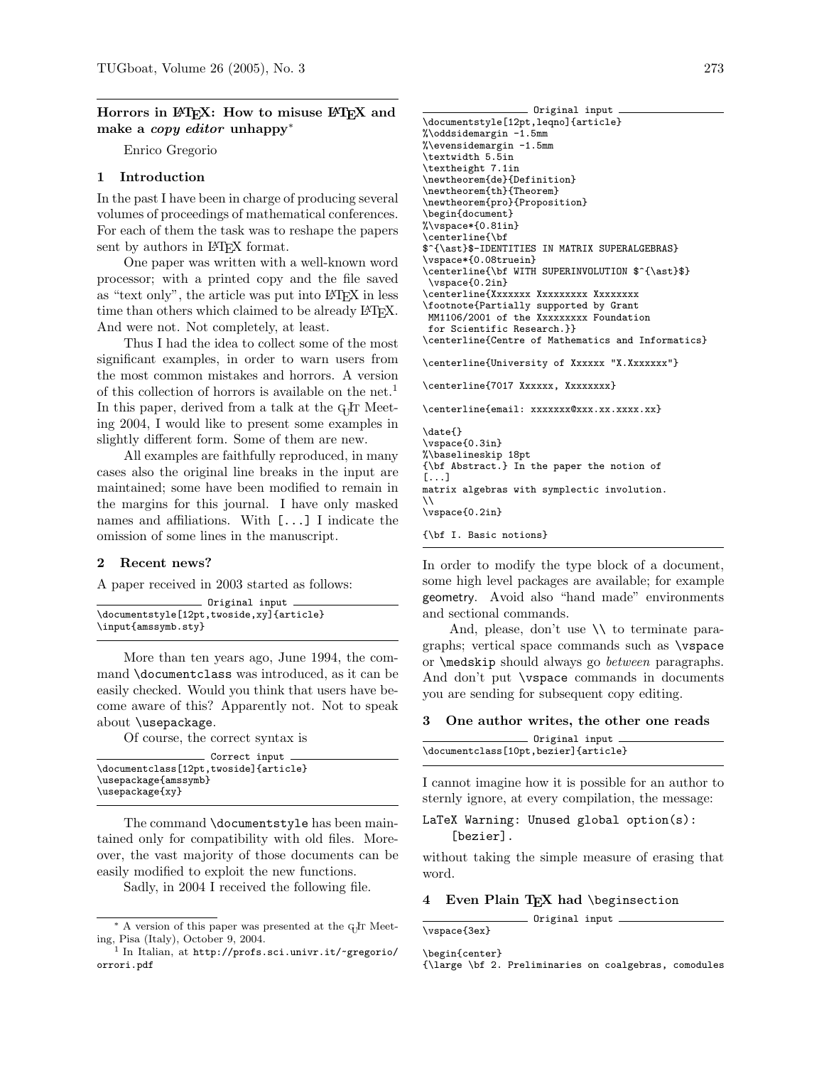## Horrors in LaTeX: How to misuse LaTeX and make a *copy editor* unhappy*

Enrico Gregorio

### 1 Introduction

In the past I have been in charge of producing several volumes of proceedings of mathematical conferences. For each of them the task was to reshape the papers sent by authors in LaTeX format.

One paper was written with a well-known word processor; with a printed copy and the file saved as "text only", the article was put into LaTeX in less time than others which claimed to be already LaTeX. And were not. Not completely, at least.

Thus I had the idea to collect some of the most significant examples, in order to warn users from the most common mistakes and horrors. A version of this collection of horrors is available on the net.[1] In this paper, derived from a talk at the GuIT Meeting 2004, I would like to present some examples in slightly different form. Some of them are new.

All examples are faithfully reproduced, in many cases also the original line breaks in the input are maintained; some have been modified to remain in the margins for this journal. I have only masked names and affiliations. With `[...]` I indicate the omission of some lines in the manuscript.

### 2 Recent news?

A paper received in 2003 started as follows:

Original input
```
\documentstyle[12pt,twoside,xy]{article}
\input{amssymb.sty}
```

More than ten years ago, June 1994, the command `\documentclass` was introduced, as it can be easily checked. Would you think that users have become aware of this? Apparently not. Not to speak about `\usepackage`.

Of course, the correct syntax is

Correct input
```
\documentclass[12pt,twoside]{article}
\usepackage{amssymb}
\usepackage{xy}
```

The command `\documentstyle` has been maintained only for compatibility with old files. Moreover, the vast majority of those documents can be easily modified to exploit the new functions.

Sadly, in 2004 I received the following file.

Original input
```
\documentstyle[12pt,leqno]{article}
%\oddsidemargin -1.5mm
%\evensidemargin -1.5mm
\textwidth 5.5in
\textheight 7.1in
\newtheorem{de}{Definition}
\newtheorem{th}{Theorem}
\newtheorem{pro}{Proposition}
\begin{document}
%\vspace*{0.81in}
\centerline{\bf
$^{\ast}$-IDENTITIES IN MATRIX SUPERALGEBRAS}
\vspace*{0.08truein}
\centerline{\bf WITH SUPERINVOLUTION $^{\ast}$}
 \vspace{0.2in}
\centerline{Xxxxxxx Xxxxxxxxx Xxxxxxxx
\footnote{Partially supported by Grant
 MM1106/2001 of the Xxxxxxxxx Foundation
 for Scientific Research.}}
\centerline{Centre of Mathematics and Informatics}

\centerline{University of Xxxxxx "X.Xxxxxxx"}

\centerline{7017 Xxxxxx, Xxxxxxxx}

\centerline{email: xxxxxxx@xxx.xx.xxxx.xx}

\date{}
\vspace{0.3in}
%\baselineskip 18pt
{\bf Abstract.} In the paper the notion of
[...]
matrix algebras with symplectic involution.
\\
\vspace{0.2in}

{\bf I. Basic notions}
```

In order to modify the type block of a document, some high level packages are available; for example geometry. Avoid also "hand made" environments and sectional commands.

And, please, don't use `\\` to terminate paragraphs; vertical space commands such as `\vspace` or `\medskip` should always go *between* paragraphs. And don't put `\vspace` commands in documents you are sending for subsequent copy editing.

### 3 One author writes, the other one reads

Original input
```
\documentclass[10pt,bezier]{article}
```

I cannot imagine how it is possible for an author to sternly ignore, at every compilation, the message:

```
LaTeX Warning: Unused global option(s):
    [bezier].
```

without taking the simple measure of erasing that word.

### 4 Even Plain TeX had `\beginsection`

Original input
```
\vspace{3ex}

\begin{center}
{\large \bf 2. Preliminaries on coalgebras, comodules
```

---

* A version of this paper was presented at the GuIT Meeting, Pisa (Italy), October 9, 2004.

[1] In Italian, at http://profs.sci.univr.it/~gregorio/orrori.pdf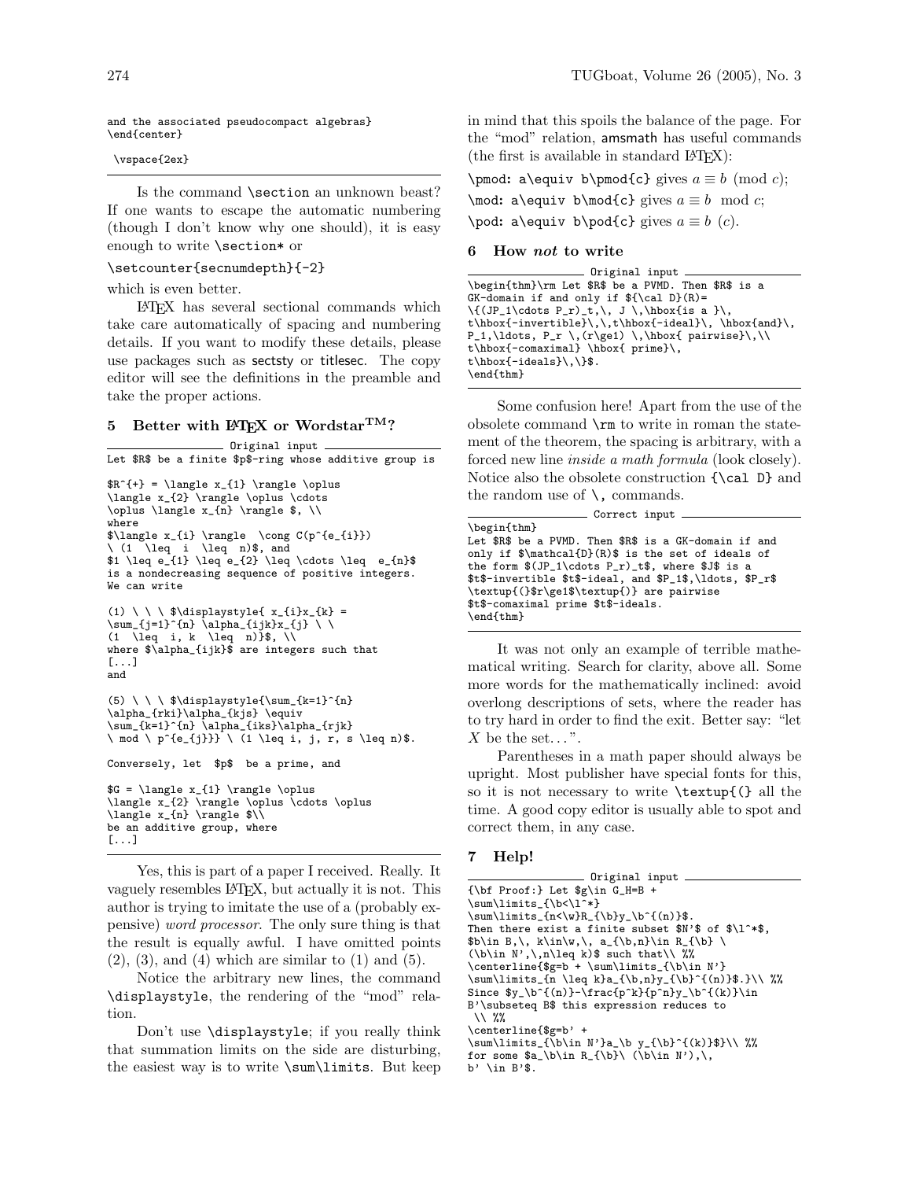```
and the associated pseudocompact algebras}
\end{center}

 \vspace{2ex}
```

Is the command `\section` an unknown beast? If one wants to escape the automatic numbering (though I don't know why one should), it is easy enough to write `\section*` or

`\setcounter{secnumdepth}{-2}`

which is even better.

LaTeX has several sectional commands which take care automatically of spacing and numbering details. If you want to modify these details, please use packages such as sectsty or titlesec. The copy editor will see the definitions in the preamble and take the proper actions.

## 5 Better with LaTeX or Wordstar™?

Original input

```
Let $R$ be a finite $p$-ring whose additive group is

$R^{+} = \langle x_{1} \rangle \oplus
\langle x_{2} \rangle \oplus \cdots
\oplus \langle x_{n} \rangle $, \\
where
$\langle x_{i} \rangle  \cong C(p^{e_{i}})
\ (1  \leq  i  \leq  n)$, and
$1 \leq e_{1} \leq e_{2} \leq \cdots \leq  e_{n}$
is a nondecreasing sequence of positive integers.
We can write

(1) \ \ \ $\displaystyle{ x_{i}x_{k} =
\sum_{j=1}^{n} \alpha_{ijk}x_{j} \ \
(1  \leq  i, k  \leq  n)}$, \\
where $\alpha_{ijk}$ are integers such that
[...]
and

(5) \ \ \ $\displaystyle{\sum_{k=1}^{n}
\alpha_{rki}\alpha_{kjs} \equiv
\sum_{k=1}^{n} \alpha_{iks}\alpha_{rjk}
\ mod \ p^{e_{j}}} \ (1 \leq i, j, r, s \leq n)$.

Conversely, let  $p$  be a prime, and

$G = \langle x_{1} \rangle \oplus
\langle x_{2} \rangle \oplus \cdots \oplus
\langle x_{n} \rangle $\\
be an additive group, where
[...]
```

Yes, this is part of a paper I received. Really. It vaguely resembles LaTeX, but actually it is not. This author is trying to imitate the use of a (probably expensive) *word processor*. The only sure thing is that the result is equally awful. I have omitted points (2), (3), and (4) which are similar to (1) and (5).

Notice the arbitrary new lines, the command `\displaystyle`, the rendering of the "mod" relation.

Don't use `\displaystyle`; if you really think that summation limits on the side are disturbing, the easiest way is to write `\sum\limits`. But keep in mind that this spoils the balance of the page. For the "mod" relation, amsmath has useful commands (the first is available in standard LaTeX):

`\pmod`: `a\equiv b\pmod{c}` gives $a \equiv b \pmod{c}$;

`\mod`: `a\equiv b\mod{c}` gives $a \equiv b \mod c$;

`\pod`: `a\equiv b\pod{c}` gives $a \equiv b \pod{c}$.

## 6 How *not* to write

Original input

```
\begin{thm}\rm Let $R$ be a PVMD. Then $R$ is a
GK-domain if and only if ${\cal D}(R)=
\{(JP_1\cdots P_r)_t,\, J \,\hbox{is a }\,
t\hbox{-invertible}\,\,t\hbox{-ideal}\, \hbox{and}\,
P_1,\ldots, P_r \,(r\ge1) \,\hbox{ pairwise}\,\\
t\hbox{-comaximal} \hbox{ prime}\,
t\hbox{-ideals}\,\}$.
\end{thm}
```

Some confusion here! Apart from the use of the obsolete command `\rm` to write in roman the statement of the theorem, the spacing is arbitrary, with a forced new line *inside a math formula* (look closely). Notice also the obsolete construction `{\cal D}` and the random use of `\,` commands.

Correct input

```
\begin{thm}
Let $R$ be a PVMD. Then $R$ is a GK-domain if and
only if $\mathcal{D}(R)$ is the set of ideals of
the form $(JP_1\cdots P_r)_t$, where $J$ is a
$t$-invertible $t$-ideal, and $P_1$,\ldots, $P_r$
\textup{(}$r\ge1$\textup{)} are pairwise
$t$-comaximal prime $t$-ideals.
\end{thm}
```

It was not only an example of terrible mathematical writing. Search for clarity, above all. Some more words for the mathematically inclined: avoid overlong descriptions of sets, where the reader has to try hard in order to find the exit. Better say: "let $X$ be the set…".

Parentheses in a math paper should always be upright. Most publisher have special fonts for this, so it is not necessary to write `\textup{(}` all the time. A good copy editor is usually able to spot and correct them, in any case.

## 7 Help!

Original input

```
{\bf Proof:} Let $g\in G_H=B +
\sum\limits_{\b<\l^*}
\sum\limits_{n<\w}R_{\b}y_\b^{(n)}$.
Then there exist a finite subset $N'$ of $\l^*$,
$b\in B,\, k\in\w,\, a_{\b,n}\in R_{\b} \
(\b\in N',\,n\leq k)$ such that\\ %%
\centerline{$g=b + \sum\limits_{\b\in N'}
\sum\limits_{n \leq k}a_{\b,n}y_{\b}^{(n)}$.}\\ %%
Since $y_\b^{(n)}-\frac{p^k}{p^n}y_\b^{(k)}\in
B'\subseteq B$ this expression reduces to
 \\ %%
\centerline{$g=b' +
\sum\limits_{\b\in N'}a_\b y_{\b}^{(k)}$}\\ %%
for some $a_\b\in R_{\b}\ (\b\in N'),\,
b' \in B'$.
```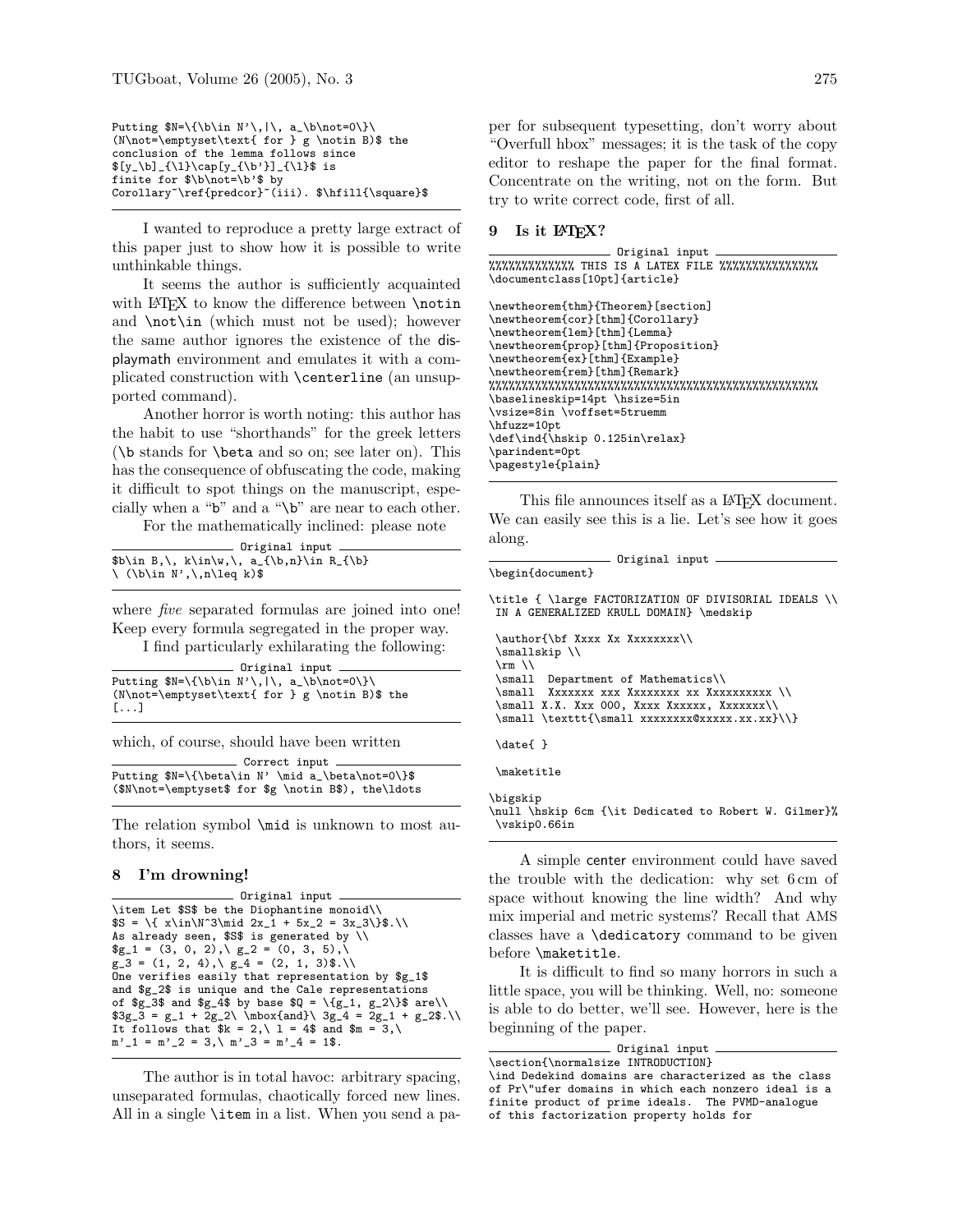```
Putting $N=\{\b\in N'\,|\, a_\b\not=0\}\
(N\not=\emptyset\text{ for } g \notin B)$ the
conclusion of the lemma follows since
$[y_\b]_{\l}\cap[y_{\b'}]_{\l}$ is
finite for $\b\not=\b'$ by
Corollary~\ref{predcor}~(iii). $\hfill{\square}$
```

I wanted to reproduce a pretty large extract of this paper just to show how it is possible to write unthinkable things.

It seems the author is sufficiently acquainted with LaTeX to know the difference between `\notin` and `\not\in` (which must not be used); however the same author ignores the existence of the displaymath environment and emulates it with a complicated construction with `\centerline` (an unsupported command).

Another horror is worth noting: this author has the habit to use "shorthands" for the greek letters (`\b` stands for `\beta` and so on; see later on). This has the consequence of obfuscating the code, making it difficult to spot things on the manuscript, especially when a "b" and a "`\b`" are near to each other.

For the mathematically inclined: please note

Original input
```
$b\in B,\, k\in\w,\, a_{\b,n}\in R_{\b}
\ (\b\in N',\,n\leq k)$
```

where *five* separated formulas are joined into one! Keep every formula segregated in the proper way.

I find particularly exhilarating the following:

Original input
```
Putting $N=\{\b\in N'\,|\, a_\b\not=0\}\
(N\not=\emptyset\text{ for } g \notin B)$ the
[...]
```

which, of course, should have been written

Correct input
```
Putting $N=\{\beta\in N' \mid a_\beta\not=0\}$
($N\not=\emptyset$ for $g \notin B$), the\ldots
```

The relation symbol `\mid` is unknown to most authors, it seems.

## 8 I'm drowning!

Original input
```
\item Let $S$ be the Diophantine monoid\\
$S = \{ x\in\N^3\mid 2x_1 + 5x_2 = 3x_3\}$.\\
As already seen, $S$ is generated by \\
$g_1 = (3, 0, 2),\ g_2 = (0, 3, 5),\
g_3 = (1, 2, 4),\ g_4 = (2, 1, 3)$.\\
One verifies easily that representation by $g_1$
and $g_2$ is unique and the Cale representations
of $g_3$ and $g_4$ by base $Q = \{g_1, g_2\}$ are\\
$3g_3 = g_1 + 2g_2\ \mbox{and}\ 3g_4 = 2g_1 + g_2$.\\
It follows that $k = 2,\ l = 4$ and $m = 3,\
m'_1 = m'_2 = 3,\ m'_3 = m'_4 = 1$.
```

The author is in total havoc: arbitrary spacing, unseparated formulas, chaotically forced new lines. All in a single `\item` in a list. When you send a paper for subsequent typesetting, don't worry about "Overfull hbox" messages; it is the task of the copy editor to reshape the paper for the final format. Concentrate on the writing, not on the form. But try to write correct code, first of all.

## 9 Is it LaTeX?

Original input
```
%%%%%%%%%%%% THIS IS A LATEX FILE %%%%%%%%%%%%%%
\documentclass[10pt]{article}

\newtheorem{thm}{Theorem}[section]
\newtheorem{cor}[thm]{Corollary}
\newtheorem{lem}[thm]{Lemma}
\newtheorem{prop}[thm]{Proposition}
\newtheorem{ex}[thm]{Example}
\newtheorem{rem}[thm]{Remark}
%%%%%%%%%%%%%%%%%%%%%%%%%%%%%%%%%%%%%%%%%%%%%%%%%
\baselineskip=14pt \hsize=5in
\vsize=8in \voffset=5truemm
\hfuzz=10pt
\def\ind{\hskip 0.125in\relax}
\parindent=0pt
\pagestyle{plain}
```

This file announces itself as a LaTeX document. We can easily see this is a lie. Let's see how it goes along.

Original input
```
\begin{document}

\title { \large FACTORIZATION OF DIVISORIAL IDEALS \\
 IN A GENERALIZED KRULL DOMAIN} \medskip

 \author{\bf Xxxx Xx Xxxxxxxx\\
 \smallskip \\
 \rm \\
 \small  Department of Mathematics\\
 \small  Xxxxxxx xxx Xxxxxxxx xx Xxxxxxxxxx \\
 \small X.X. Xxx 000, Xxxx Xxxxxx, Xxxxxxx\\
 \small \texttt{\small xxxxxxxx@xxxxx.xx.xx}\\}

 \date{ }

 \maketitle

\bigskip
\null \hskip 6cm {\it Dedicated to Robert W. Gilmer}%
 \vskip0.66in
```

A simple center environment could have saved the trouble with the dedication: why set 6 cm of space without knowing the line width? And why mix imperial and metric systems? Recall that AMS classes have a `\dedicatory` command to be given before `\maketitle`.

It is difficult to find so many horrors in such a little space, you will be thinking. Well, no: someone is able to do better, we'll see. However, here is the beginning of the paper.

Original input
```
\section{\normalsize INTRODUCTION}
\ind Dedekind domains are characterized as the class
of Pr\"ufer domains in which each nonzero ideal is a
finite product of prime ideals.  The PVMD-analogue
of this factorization property holds for
```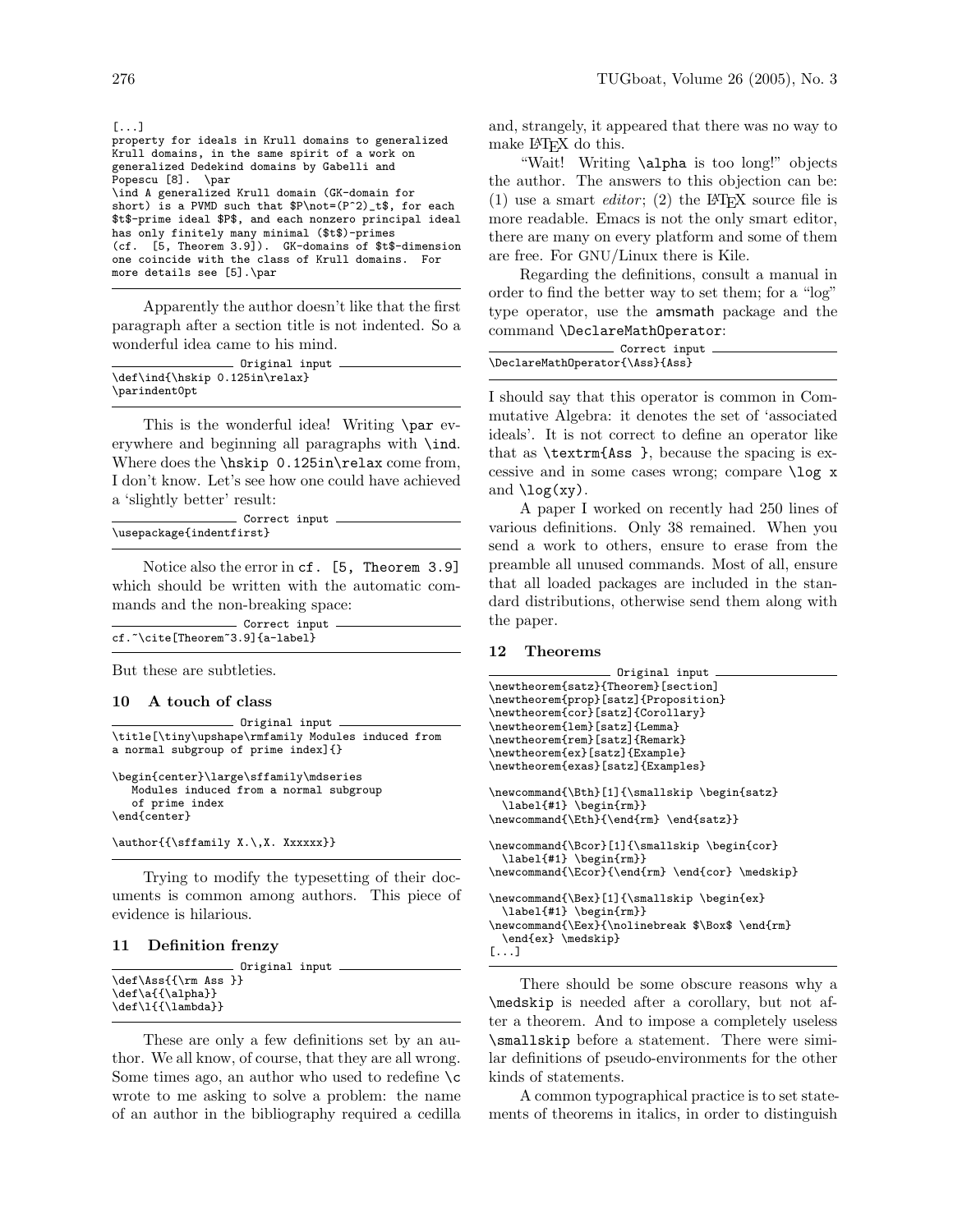```
[...]
property for ideals in Krull domains to generalized
Krull domains, in the same spirit of a work on
generalized Dedekind domains by Gabelli and
Popescu [8].  \par
\ind A generalized Krull domain (GK-domain for
short) is a PVMD such that $P\not=(P^2)_t$, for each
$t$-prime ideal $P$, and each nonzero principal ideal
has only finitely many minimal ($t$)-primes
(cf.  [5, Theorem 3.9]).  GK-domains of $t$-dimension
one coincide with the class of Krull domains.  For
more details see [5].\par
```

Apparently the author doesn't like that the first paragraph after a section title is not indented. So a wonderful idea came to his mind.

Original input
```
\def\ind{\hskip 0.125in\relax}
\parindent0pt
```

This is the wonderful idea! Writing `\par` everywhere and beginning all paragraphs with `\ind`. Where does the `\hskip 0.125in\relax` come from, I don't know. Let's see how one could have achieved a 'slightly better' result:

Correct input
```
\usepackage{indentfirst}
```

Notice also the error in `cf. [5, Theorem 3.9]` which should be written with the automatic commands and the non-breaking space:

Correct input
```
cf.~\cite[Theorem~3.9]{a-label}
```

But these are subtleties.

## 10 A touch of class

Original input
```
\title[\tiny\upshape\rmfamily Modules induced from
a normal subgroup of prime index]{}

\begin{center}\large\sffamily\mdseries
   Modules induced from a normal subgroup
   of prime index
\end{center}

\author{{\sffamily X.\,X. Xxxxxx}}
```

Trying to modify the typesetting of their documents is common among authors. This piece of evidence is hilarious.

## 11 Definition frenzy

Original input
```
\def\Ass{{\rm Ass }}
\def\a{{\alpha}}
\def\l{{\lambda}}
```

These are only a few definitions set by an author. We all know, of course, that they are all wrong. Some times ago, an author who used to redefine `\c` wrote to me asking to solve a problem: the name of an author in the bibliography required a cedilla and, strangely, it appeared that there was no way to make LaTeX do this.

"Wait! Writing `\alpha` is too long!" objects the author. The answers to this objection can be: (1) use a smart *editor*; (2) the LaTeX source file is more readable. Emacs is not the only smart editor, there are many on every platform and some of them are free. For GNU/Linux there is Kile.

Regarding the definitions, consult a manual in order to find the better way to set them; for a "log" type operator, use the amsmath package and the command `\DeclareMathOperator`:

Correct input
```
\DeclareMathOperator{\Ass}{Ass}
```

I should say that this operator is common in Commutative Algebra: it denotes the set of 'associated ideals'. It is not correct to define an operator like that as `\textrm{Ass }`, because the spacing is excessive and in some cases wrong; compare `\log x` and `\log(xy)`.

A paper I worked on recently had 250 lines of various definitions. Only 38 remained. When you send a work to others, ensure to erase from the preamble all unused commands. Most of all, ensure that all loaded packages are included in the standard distributions, otherwise send them along with the paper.

## 12 Theorems

Original input
```
\newtheorem{satz}{Theorem}[section]
\newtheorem{prop}[satz]{Proposition}
\newtheorem{cor}[satz]{Corollary}
\newtheorem{lem}[satz]{Lemma}
\newtheorem{rem}[satz]{Remark}
\newtheorem{ex}[satz]{Example}
\newtheorem{exas}[satz]{Examples}

\newcommand{\Bth}[1]{\smallskip \begin{satz}
  \label{#1} \begin{rm}}
\newcommand{\Eth}{\end{rm} \end{satz}}

\newcommand{\Bcor}[1]{\smallskip \begin{cor}
  \label{#1} \begin{rm}}
\newcommand{\Ecor}{\end{rm} \end{cor} \medskip}

\newcommand{\Bex}[1]{\smallskip \begin{ex}
  \label{#1} \begin{rm}}
\newcommand{\Eex}{\nolinebreak $\Box$ \end{rm}
  \end{ex} \medskip}
[...]
```

There should be some obscure reasons why a `\medskip` is needed after a corollary, but not after a theorem. And to impose a completely useless `\smallskip` before a statement. There were similar definitions of pseudo-environments for the other kinds of statements.

A common typographical practice is to set statements of theorems in italics, in order to distinguish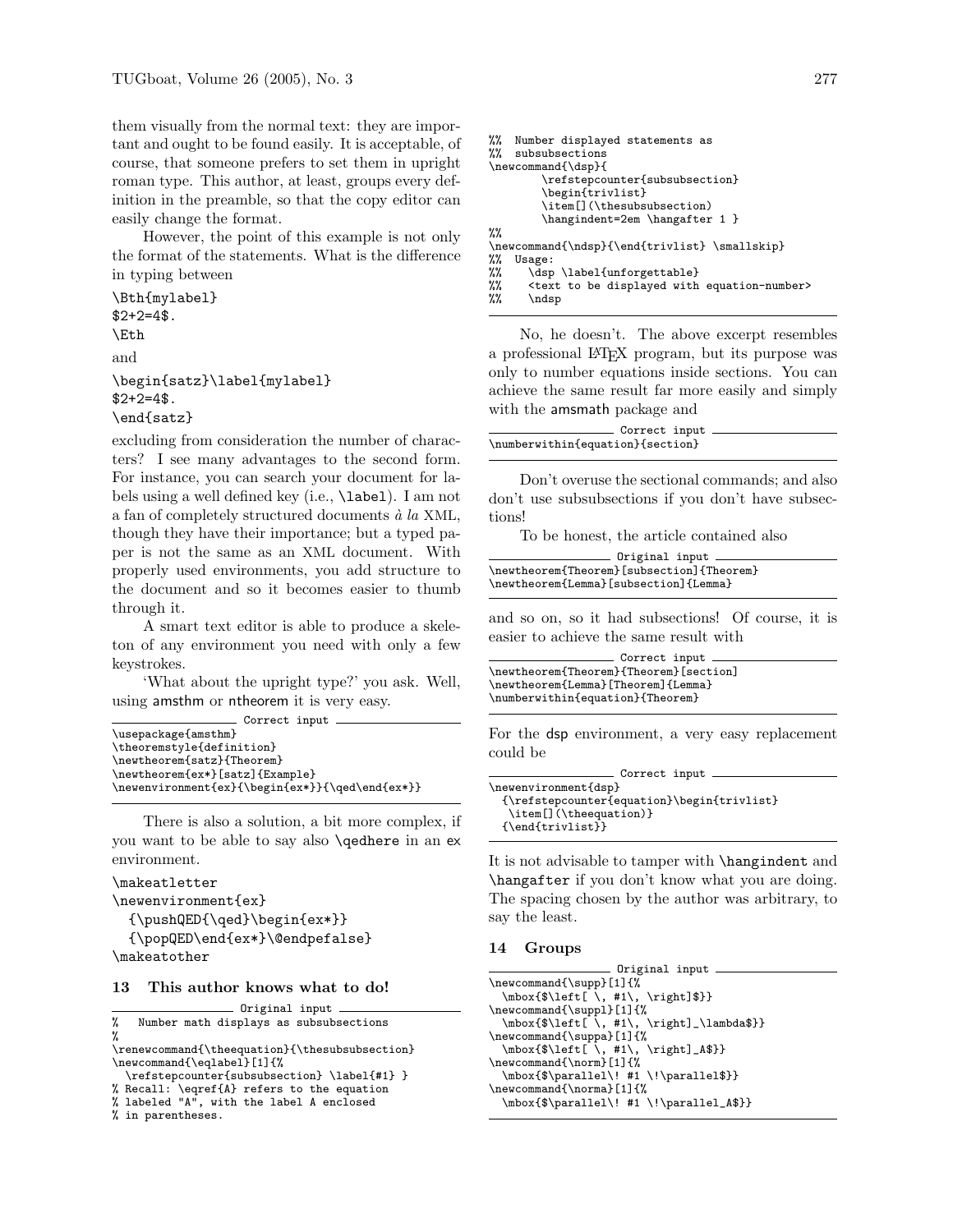them visually from the normal text: they are important and ought to be found easily. It is acceptable, of course, that someone prefers to set them in upright roman type. This author, at least, groups every definition in the preamble, so that the copy editor can easily change the format.

However, the point of this example is not only the format of the statements. What is the difference in typing between

```
\Bth{mylabel}
$2+2=4$.
\Eth
```

and

```
\begin{satz}\label{mylabel}
$2+2=4$.
\end{satz}
```

excluding from consideration the number of characters? I see many advantages to the second form. For instance, you can search your document for labels using a well defined key (i.e., `\label`). I am not a fan of completely structured documents *à la* XML, though they have their importance; but a typed paper is not the same as an XML document. With properly used environments, you add structure to the document and so it becomes easier to thumb through it.

A smart text editor is able to produce a skeleton of any environment you need with only a few keystrokes.

'What about the upright type?' you ask. Well, using amsthm or ntheorem it is very easy.

Correct input
```
\usepackage{amsthm}
\theoremstyle{definition}
\newtheorem{satz}{Theorem}
\newtheorem{ex*}[satz]{Example}
\newenvironment{ex}{\begin{ex*}}{\qed\end{ex*}}
```

There is also a solution, a bit more complex, if you want to be able to say also `\qedhere` in an ex environment.

```
\makeatletter
\newenvironment{ex}
  {\pushQED{\qed}\begin{ex*}}
  {\popQED\end{ex*}\@endpefalse}
\makeatother
```

## 13 This author knows what to do!

Original input
```
%  Number math displays as subsubsections
%
\renewcommand{\theequation}{\thesubsubsection}
\newcommand{\eqlabel}[1]{%
  \refstepcounter{subsubsection} \label{#1} }
% Recall: \eqref{A} refers to the equation
% labeled "A", with the label A enclosed
% in parentheses.
%%  Number displayed statements as
%%  subsubsections
\newcommand{\dsp}{
        \refstepcounter{subsubsection}
        \begin{trivlist}
        \item[](\thesubsubsection)
        \hangindent=2em \hangafter 1 }
%%
\newcommand{\ndsp}{\end{trivlist} \smallskip}
%%  Usage:
%%    \dsp \label{unforgettable}
%%    <text to be displayed with equation-number>
%%    \ndsp
```

No, he doesn't. The above excerpt resembles a professional LaTeX program, but its purpose was only to number equations inside sections. You can achieve the same result far more easily and simply with the amsmath package and

Correct input
```
\numberwithin{equation}{section}
```

Don't overuse the sectional commands; and also don't use subsubsections if you don't have subsections!

To be honest, the article contained also

Original input
```
\newtheorem{Theorem}[subsection]{Theorem}
\newtheorem{Lemma}[subsection]{Lemma}
```

and so on, so it had subsections! Of course, it is easier to achieve the same result with

Correct input
```
\newtheorem{Theorem}{Theorem}[section]
\newtheorem{Lemma}[Theorem]{Lemma}
\numberwithin{equation}{Theorem}
```

For the dsp environment, a very easy replacement could be

Correct input
```
\newenvironment{dsp}
  {\refstepcounter{equation}\begin{trivlist}
   \item[](\theequation)}
  {\end{trivlist}}
```

It is not advisable to tamper with `\hangindent` and `\hangafter` if you don't know what you are doing. The spacing chosen by the author was arbitrary, to say the least.

## 14 Groups

Original input
```
\newcommand{\supp}[1]{%
  \mbox{$\left[ \, #1\, \right]$}}
\newcommand{\suppl}[1]{%
  \mbox{$\left[ \, #1\, \right]_\lambda$}}
\newcommand{\suppa}[1]{%
  \mbox{$\left[ \, #1\, \right]_A$}}
\newcommand{\norm}[1]{%
  \mbox{$\parallel\! #1 \!\parallel$}}
\newcommand{\norma}[1]{%
  \mbox{$\parallel\! #1 \!\parallel_A$}}
```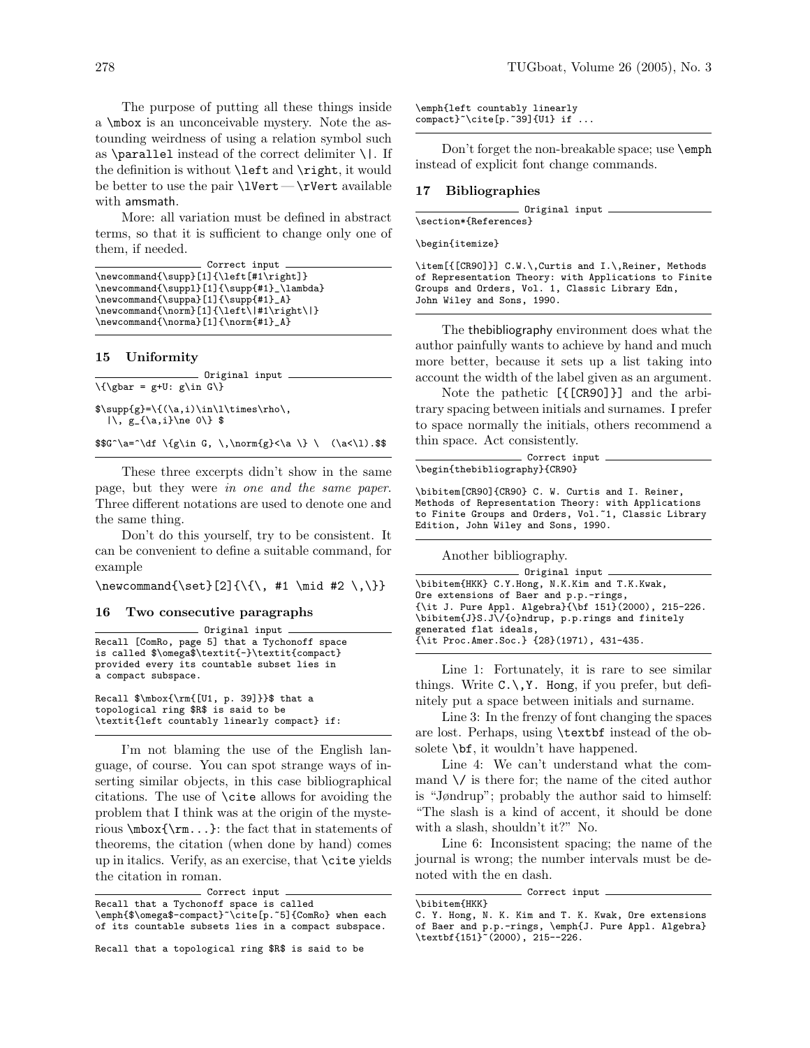The purpose of putting all these things inside a `\mbox` is an unconceivable mystery. Note the astounding weirdness of using a relation symbol such as `\parallel` instead of the correct delimiter `\|`. If the definition is without `\left` and `\right`, it would be better to use the pair `\lVert` — `\rVert` available with amsmath.

More: all variation must be defined in abstract terms, so that it is sufficient to change only one of them, if needed.

Correct input

```
\newcommand{\supp}[1]{\left[#1\right]}
\newcommand{\suppl}[1]{\supp{#1}_\lambda}
\newcommand{\suppa}[1]{\supp{#1}_A}
\newcommand{\norm}[1]{\left\|#1\right\|}
\newcommand{\norma}[1]{\norm{#1}_A}
```

## 15 Uniformity

Original input

```
\{\gbar = g+U: g\in G\}

$\supp{g}=\{(\a,i)\in\l\times\rho\,
  |\, g_{\a,i}\ne 0\} $

$$G^\a=^\df \{g\in G, \,\norm{g}<\a \} \  (\a<\l).$$
```

These three excerpts didn't show in the same page, but they were *in one and the same paper*. Three different notations are used to denote one and the same thing.

Don't do this yourself, try to be consistent. It can be convenient to define a suitable command, for example

```
\newcommand{\set}[2]{\{\, #1 \mid #2 \,\}}
```

## 16 Two consecutive paragraphs

Original input

```
Recall [ComRo, page 5] that a Tychonoff space
is called $\omega$\textit{-}\textit{compact}
provided every its countable subset lies in
a compact subspace.

Recall $\mbox{\rm{[U1, p. 39]}}$ that a
topological ring $R$ is said to be
\textit{left countably linearly compact} if:
```

I'm not blaming the use of the English language, of course. You can spot strange ways of inserting similar objects, in this case bibliographical citations. The use of `\cite` allows for avoiding the problem that I think was at the origin of the mysterious `\mbox{\rm...}`: the fact that in statements of theorems, the citation (when done by hand) comes up in italics. Verify, as an exercise, that `\cite` yields the citation in roman.

Correct input

```
Recall that a Tychonoff space is called
\emph{$\omega$-compact}~\cite[p.~5]{ComRo} when each
of its countable subsets lies in a compact subspace.

Recall that a topological ring $R$ is said to be
\emph{left countably linearly
compact}~\cite[p.~39]{U1} if ...
```

Don't forget the non-breakable space; use `\emph` instead of explicit font change commands.

## 17 Bibliographies

Original input

```
\section*{References}

\begin{itemize}

\item[{[CR90]}] C.W.\,Curtis and I.\,Reiner, Methods
of Representation Theory: with Applications to Finite
Groups and Orders, Vol. 1, Classic Library Edn,
John Wiley and Sons, 1990.
```

The thebibliography environment does what the author painfully wants to achieve by hand and much more better, because it sets up a list taking into account the width of the label given as an argument.

Note the pathetic `[{[CR90]}]` and the arbitrary spacing between initials and surnames. I prefer to space normally the initials, others recommend a thin space. Act consistently.

Correct input

```
\begin{thebibliography}{CR90}

\bibitem[CR90]{CR90} C. W. Curtis and I. Reiner,
Methods of Representation Theory: with Applications
to Finite Groups and Orders, Vol.~1, Classic Library
Edition, John Wiley and Sons, 1990.
```

Another bibliography.

Original input

```
\bibitem{HKK} C.Y.Hong, N.K.Kim and T.K.Kwak,
Ore extensions of Baer and p.p.-rings,
{\it J. Pure Appl. Algebra}{\bf 151}(2000), 215-226.
\bibitem{J}S.J\/{o}ndrup, p.p.rings and finitely
generated flat ideals,
{\it Proc.Amer.Soc.} {28}(1971), 431-435.
```

Line 1: Fortunately, it is rare to see similar things. Write `C.\,Y. Hong`, if you prefer, but definitely put a space between initials and surname.

Line 3: In the frenzy of font changing the spaces are lost. Perhaps, using `\textbf` instead of the obsolete `\bf`, it wouldn't have happened.

Line 4: We can't understand what the command `\/` is there for; the name of the cited author is "Jøndrup"; probably the author said to himself: "The slash is a kind of accent, it should be done with a slash, shouldn't it?" No.

Line 6: Inconsistent spacing; the name of the journal is wrong; the number intervals must be denoted with the en dash.

Correct input

```
\bibitem{HKK}
C. Y. Hong, N. K. Kim and T. K. Kwak, Ore extensions
of Baer and p.p.-rings, \emph{J. Pure Appl. Algebra}
\textbf{151}~(2000), 215--226.
```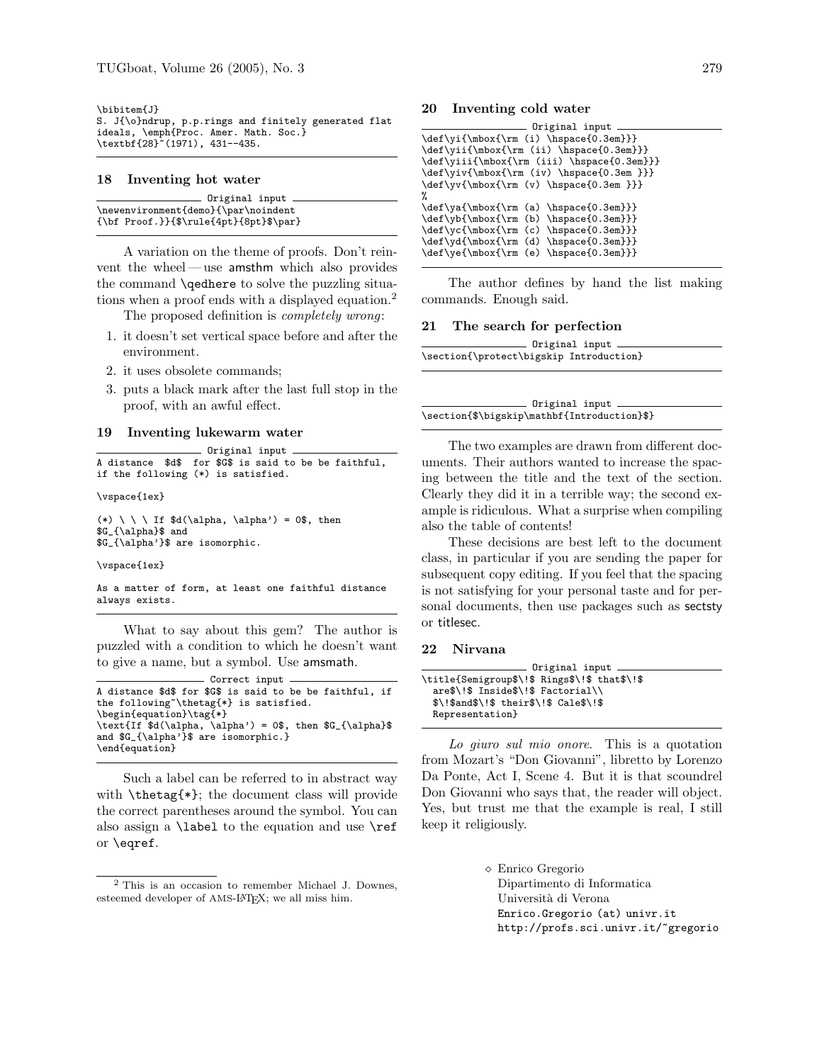```
\bibitem{J}
S. J{\o}ndrup, p.p.rings and finitely generated flat
ideals, \emph{Proc. Amer. Math. Soc.}
\textbf{28}~(1971), 431--435.
```

## 18 Inventing hot water

Original input

```
\newenvironment{demo}{\par\noindent
{\bf Proof.}}{$\rule{4pt}{8pt}$\par}
```

A variation on the theme of proofs. Don't reinvent the wheel — use amsthm which also provides the command `\qedhere` to solve the puzzling situations when a proof ends with a displayed equation.[2]

The proposed definition is *completely wrong*:

1. it doesn't set vertical space before and after the environment.
2. it uses obsolete commands;
3. puts a black mark after the last full stop in the proof, with an awful effect.

## 19 Inventing lukewarm water

Original input

```
A distance  $d$  for $G$ is said to be be faithful,
if the following (*) is satisfied.

\vspace{1ex}

(*) \ \ \ If $d(\alpha, \alpha') = 0$, then
$G_{\alpha}$ and
$G_{\alpha'}$ are isomorphic.

\vspace{1ex}

As a matter of form, at least one faithful distance
always exists.
```

What to say about this gem? The author is puzzled with a condition to which he doesn't want to give a name, but a symbol. Use amsmath.

Correct input

```
A distance $d$ for $G$ is said to be be faithful, if
the following~\thetag{*} is satisfied.
\begin{equation}\tag{*}
\text{If $d(\alpha, \alpha') = 0$, then $G_{\alpha}$
and $G_{\alpha'}$ are isomorphic.}
\end{equation}
```

Such a label can be referred to in abstract way with `\thetag{*}`; the document class will provide the correct parentheses around the symbol. You can also assign a `\label` to the equation and use `\ref` or `\eqref`.

[2] This is an occasion to remember Michael J. Downes, esteemed developer of AMS-LaTeX; we all miss him.

## 20 Inventing cold water

Original input

```
\def\yi{\mbox{\rm (i) \hspace{0.3em}}}
\def\yii{\mbox{\rm (ii) \hspace{0.3em}}}
\def\yiii{\mbox{\rm (iii) \hspace{0.3em}}}
\def\yiv{\mbox{\rm (iv) \hspace{0.3em }}}
\def\yv{\mbox{\rm (v) \hspace{0.3em }}}
%
\def\ya{\mbox{\rm (a) \hspace{0.3em}}}
\def\yb{\mbox{\rm (b) \hspace{0.3em}}}
\def\yc{\mbox{\rm (c) \hspace{0.3em}}}
\def\yd{\mbox{\rm (d) \hspace{0.3em}}}
\def\ye{\mbox{\rm (e) \hspace{0.3em}}}
```

The author defines by hand the list making commands. Enough said.

## 21 The search for perfection

Original input

```
\section{\protect\bigskip Introduction}
```

Original input

```
\section{$\bigskip\mathbf{Introduction}$}
```

The two examples are drawn from different documents. Their authors wanted to increase the spacing between the title and the text of the section. Clearly they did it in a terrible way; the second example is ridiculous. What a surprise when compiling also the table of contents!

These decisions are best left to the document class, in particular if you are sending the paper for subsequent copy editing. If you feel that the spacing is not satisfying for your personal taste and for personal documents, then use packages such as sectsty or titlesec.

## 22 Nirvana

Original input

```
\title{Semigroup$\!$ Rings$\!$ that$\!$
  are$\!$ Inside$\!$ Factorial\\
  $\!$and$\!$ their$\!$ Cale$\!$
  Representation}
```

*Lo giuro sul mio onore*. This is a quotation from Mozart's "Don Giovanni", libretto by Lorenzo Da Ponte, Act I, Scene 4. But it is that scoundrel Don Giovanni who says that, the reader will object. Yes, but trust me that the example is real, I still keep it religiously.

◇ Enrico Gregorio
Dipartimento di Informatica
Università di Verona
Enrico.Gregorio (at) univr.it
http://profs.sci.univr.it/~gregorio